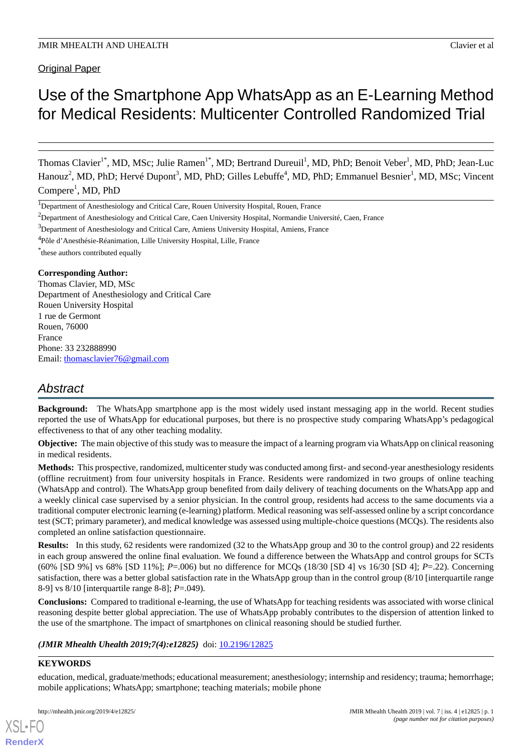Original Paper

# Use of the Smartphone App WhatsApp as an E-Learning Method for Medical Residents: Multicenter Controlled Randomized Trial

Thomas Clavier[1*], MD, MSc; Julie Ramen[1*], MD; Bertrand Dureuil[1], MD, PhD; Benoit Veber[1], MD, PhD; Jean-Luc Hanouz[2], MD, PhD; Hervé Dupont[3], MD, PhD; Gilles Lebuffe[4], MD, PhD; Emmanuel Besnier[1], MD, MSc; Vincent Compere[1], MD, PhD

[1]Department of Anesthesiology and Critical Care, Rouen University Hospital, Rouen, France

[2]Department of Anesthesiology and Critical Care, Caen University Hospital, Normandie Université, Caen, France

[3]Department of Anesthesiology and Critical Care, Amiens University Hospital, Amiens, France

[4]Pôle d'Anesthésie-Réanimation, Lille University Hospital, Lille, France

[*]these authors contributed equally

**Corresponding Author:**
Thomas Clavier, MD, MSc
Department of Anesthesiology and Critical Care
Rouen University Hospital
1 rue de Germont
Rouen, 76000
France
Phone: 33 232888990
Email: thomasclavier76@gmail.com

## Abstract

**Background:** The WhatsApp smartphone app is the most widely used instant messaging app in the world. Recent studies reported the use of WhatsApp for educational purposes, but there is no prospective study comparing WhatsApp's pedagogical effectiveness to that of any other teaching modality.

**Objective:** The main objective of this study was to measure the impact of a learning program via WhatsApp on clinical reasoning in medical residents.

**Methods:** This prospective, randomized, multicenter study was conducted among first- and second-year anesthesiology residents (offline recruitment) from four university hospitals in France. Residents were randomized in two groups of online teaching (WhatsApp and control). The WhatsApp group benefited from daily delivery of teaching documents on the WhatsApp app and a weekly clinical case supervised by a senior physician. In the control group, residents had access to the same documents via a traditional computer electronic learning (e-learning) platform. Medical reasoning was self-assessed online by a script concordance test (SCT; primary parameter), and medical knowledge was assessed using multiple-choice questions (MCQs). The residents also completed an online satisfaction questionnaire.

**Results:** In this study, 62 residents were randomized (32 to the WhatsApp group and 30 to the control group) and 22 residents in each group answered the online final evaluation. We found a difference between the WhatsApp and control groups for SCTs (60% [SD 9%] vs 68% [SD 11%]; *P*=.006) but no difference for MCQs (18/30 [SD 4] vs 16/30 [SD 4]; *P*=.22). Concerning satisfaction, there was a better global satisfaction rate in the WhatsApp group than in the control group (8/10 [interquartile range 8-9] vs 8/10 [interquartile range 8-8]; *P*=.049).

**Conclusions:** Compared to traditional e-learning, the use of WhatsApp for teaching residents was associated with worse clinical reasoning despite better global appreciation. The use of WhatsApp probably contributes to the dispersion of attention linked to the use of the smartphone. The impact of smartphones on clinical reasoning should be studied further.

***(JMIR Mhealth Uhealth 2019;7(4):e12825)*** doi: 10.2196/12825

**KEYWORDS**

education, medical, graduate/methods; educational measurement; anesthesiology; internship and residency; trauma; hemorrhage; mobile applications; WhatsApp; smartphone; teaching materials; mobile phone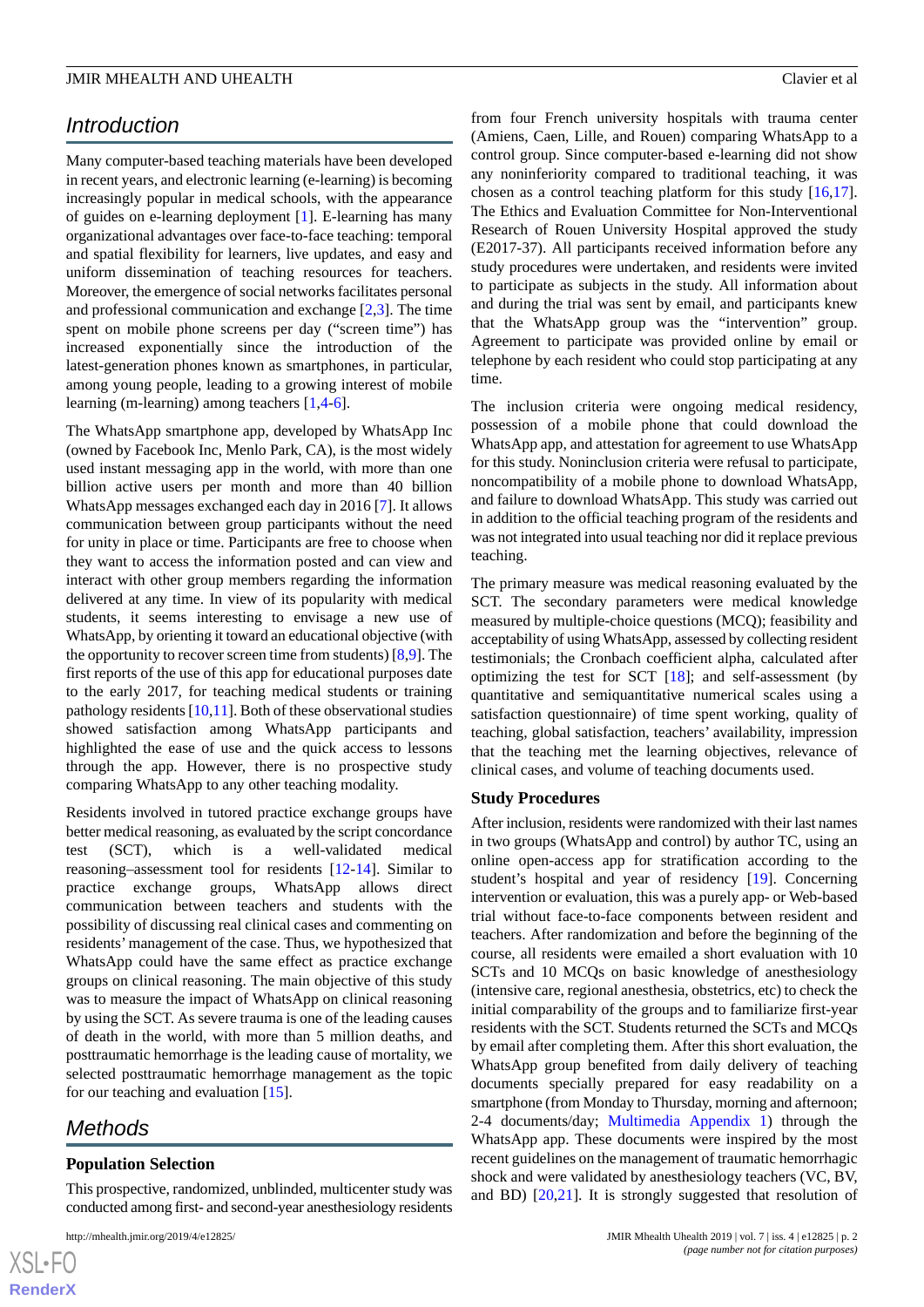## Introduction

Many computer-based teaching materials have been developed in recent years, and electronic learning (e-learning) is becoming increasingly popular in medical schools, with the appearance of guides on e-learning deployment [1]. E-learning has many organizational advantages over face-to-face teaching: temporal and spatial flexibility for learners, live updates, and easy and uniform dissemination of teaching resources for teachers. Moreover, the emergence of social networks facilitates personal and professional communication and exchange [2,3]. The time spent on mobile phone screens per day ("screen time") has increased exponentially since the introduction of the latest-generation phones known as smartphones, in particular, among young people, leading to a growing interest of mobile learning (m-learning) among teachers [1,4-6].

The WhatsApp smartphone app, developed by WhatsApp Inc (owned by Facebook Inc, Menlo Park, CA), is the most widely used instant messaging app in the world, with more than one billion active users per month and more than 40 billion WhatsApp messages exchanged each day in 2016 [7]. It allows communication between group participants without the need for unity in place or time. Participants are free to choose when they want to access the information posted and can view and interact with other group members regarding the information delivered at any time. In view of its popularity with medical students, it seems interesting to envisage a new use of WhatsApp, by orienting it toward an educational objective (with the opportunity to recover screen time from students) [8,9]. The first reports of the use of this app for educational purposes date to the early 2017, for teaching medical students or training pathology residents [10,11]. Both of these observational studies showed satisfaction among WhatsApp participants and highlighted the ease of use and the quick access to lessons through the app. However, there is no prospective study comparing WhatsApp to any other teaching modality.

Residents involved in tutored practice exchange groups have better medical reasoning, as evaluated by the script concordance test (SCT), which is a well-validated medical reasoning–assessment tool for residents [12-14]. Similar to practice exchange groups, WhatsApp allows direct communication between teachers and students with the possibility of discussing real clinical cases and commenting on residents' management of the case. Thus, we hypothesized that WhatsApp could have the same effect as practice exchange groups on clinical reasoning. The main objective of this study was to measure the impact of WhatsApp on clinical reasoning by using the SCT. As severe trauma is one of the leading causes of death in the world, with more than 5 million deaths, and posttraumatic hemorrhage is the leading cause of mortality, we selected posttraumatic hemorrhage management as the topic for our teaching and evaluation [15].

## Methods

### Population Selection

This prospective, randomized, unblinded, multicenter study was conducted among first- and second-year anesthesiology residents from four French university hospitals with trauma center (Amiens, Caen, Lille, and Rouen) comparing WhatsApp to a control group. Since computer-based e-learning did not show any noninferiority compared to traditional teaching, it was chosen as a control teaching platform for this study [16,17]. The Ethics and Evaluation Committee for Non-Interventional Research of Rouen University Hospital approved the study (E2017-37). All participants received information before any study procedures were undertaken, and residents were invited to participate as subjects in the study. All information about and during the trial was sent by email, and participants knew that the WhatsApp group was the "intervention" group. Agreement to participate was provided online by email or telephone by each resident who could stop participating at any time.

The inclusion criteria were ongoing medical residency, possession of a mobile phone that could download the WhatsApp app, and attestation for agreement to use WhatsApp for this study. Noninclusion criteria were refusal to participate, noncompatibility of a mobile phone to download WhatsApp, and failure to download WhatsApp. This study was carried out in addition to the official teaching program of the residents and was not integrated into usual teaching nor did it replace previous teaching.

The primary measure was medical reasoning evaluated by the SCT. The secondary parameters were medical knowledge measured by multiple-choice questions (MCQ); feasibility and acceptability of using WhatsApp, assessed by collecting resident testimonials; the Cronbach coefficient alpha, calculated after optimizing the test for SCT [18]; and self-assessment (by quantitative and semiquantitative numerical scales using a satisfaction questionnaire) of time spent working, quality of teaching, global satisfaction, teachers' availability, impression that the teaching met the learning objectives, relevance of clinical cases, and volume of teaching documents used.

### Study Procedures

After inclusion, residents were randomized with their last names in two groups (WhatsApp and control) by author TC, using an online open-access app for stratification according to the student's hospital and year of residency [19]. Concerning intervention or evaluation, this was a purely app- or Web-based trial without face-to-face components between resident and teachers. After randomization and before the beginning of the course, all residents were emailed a short evaluation with 10 SCTs and 10 MCQs on basic knowledge of anesthesiology (intensive care, regional anesthesia, obstetrics, etc) to check the initial comparability of the groups and to familiarize first-year residents with the SCT. Students returned the SCTs and MCQs by email after completing them. After this short evaluation, the WhatsApp group benefited from daily delivery of teaching documents specially prepared for easy readability on a smartphone (from Monday to Thursday, morning and afternoon; 2-4 documents/day; Multimedia Appendix 1) through the WhatsApp app. These documents were inspired by the most recent guidelines on the management of traumatic hemorrhagic shock and were validated by anesthesiology teachers (VC, BV, and BD) [20,21]. It is strongly suggested that resolution of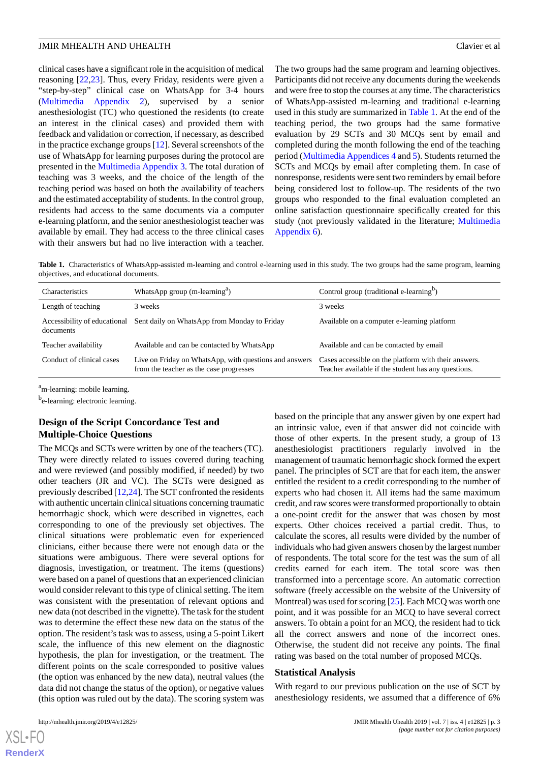clinical cases have a significant role in the acquisition of medical reasoning [22,23]. Thus, every Friday, residents were given a "step-by-step" clinical case on WhatsApp for 3-4 hours (Multimedia Appendix 2), supervised by a senior anesthesiologist teacher (TC) who questioned the residents (to create an interest in the clinical cases) and provided them with feedback and validation or correction, if necessary, as described in the practice exchange groups [12]. Several screenshots of the use of WhatsApp for learning purposes during the protocol are presented in the Multimedia Appendix 3. The total duration of teaching was 3 weeks, and the choice of the length of the teaching period was based on both the availability of teachers and the estimated acceptability of students. In the control group, residents had access to the same documents via a computer e-learning platform, and the senior anesthesiologist teacher was available by email. They had access to the three clinical cases with their answers but had no live interaction with a teacher.

The two groups had the same program and learning objectives. Participants did not receive any documents during the weekends and were free to stop the courses at any time. The characteristics of WhatsApp-assisted m-learning and traditional e-learning used in this study are summarized in Table 1. At the end of the teaching period, the two groups had the same formative evaluation by 29 SCTs and 30 MCQs sent by email and completed during the month following the end of the teaching period (Multimedia Appendices 4 and 5). Students returned the SCTs and MCQs by email after completing them. In case of nonresponse, residents were sent two reminders by email before being considered lost to follow-up. The residents of the two groups who responded to the final evaluation completed an online satisfaction questionnaire specifically created for this study (not previously validated in the literature; Multimedia Appendix 6).

**Table 1.** Characteristics of WhatsApp-assisted m-learning and control e-learning used in this study. The two groups had the same program, learning objectives, and educational documents.

| Characteristics | WhatsApp group (m-learning[a]) | Control group (traditional e-learning[b]) |
|---|---|---|
| Length of teaching | 3 weeks | 3 weeks |
| Accessibility of educational documents | Sent daily on WhatsApp from Monday to Friday | Available on a computer e-learning platform |
| Teacher availability | Available and can be contacted by WhatsApp | Available and can be contacted by email |
| Conduct of clinical cases | Live on Friday on WhatsApp, with questions and answers from the teacher as the case progresses | Cases accessible on the platform with their answers. Teacher available if the student has any questions. |

[a]m-learning: mobile learning.

[b]e-learning: electronic learning.

## Design of the Script Concordance Test and Multiple-Choice Questions

The MCQs and SCTs were written by one of the teachers (TC). They were directly related to issues covered during teaching and were reviewed (and possibly modified, if needed) by two other teachers (JR and VC). The SCTs were designed as previously described [12,24]. The SCT confronted the residents with authentic uncertain clinical situations concerning traumatic hemorrhagic shock, which were described in vignettes, each corresponding to one of the previously set objectives. The clinical situations were problematic even for experienced clinicians, either because there were not enough data or the situations were ambiguous. There were several options for diagnosis, investigation, or treatment. The items (questions) were based on a panel of questions that an experienced clinician would consider relevant to this type of clinical setting. The item was consistent with the presentation of relevant options and new data (not described in the vignette). The task for the student was to determine the effect these new data on the status of the option. The resident's task was to assess, using a 5-point Likert scale, the influence of this new element on the diagnostic hypothesis, the plan for investigation, or the treatment. The different points on the scale corresponded to positive values (the option was enhanced by the new data), neutral values (the data did not change the status of the option), or negative values (this option was ruled out by the data). The scoring system was based on the principle that any answer given by one expert had an intrinsic value, even if that answer did not coincide with those of other experts. In the present study, a group of 13 anesthesiologist practitioners regularly involved in the management of traumatic hemorrhagic shock formed the expert panel. The principles of SCT are that for each item, the answer entitled the resident to a credit corresponding to the number of experts who had chosen it. All items had the same maximum credit, and raw scores were transformed proportionally to obtain a one-point credit for the answer that was chosen by most experts. Other choices received a partial credit. Thus, to calculate the scores, all results were divided by the number of individuals who had given answers chosen by the largest number of respondents. The total score for the test was the sum of all credits earned for each item. The total score was then transformed into a percentage score. An automatic correction software (freely accessible on the website of the University of Montreal) was used for scoring [25]. Each MCQ was worth one point, and it was possible for an MCQ to have several correct answers. To obtain a point for an MCQ, the resident had to tick all the correct answers and none of the incorrect ones. Otherwise, the student did not receive any points. The final rating was based on the total number of proposed MCQs.

### Statistical Analysis

With regard to our previous publication on the use of SCT by anesthesiology residents, we assumed that a difference of 6%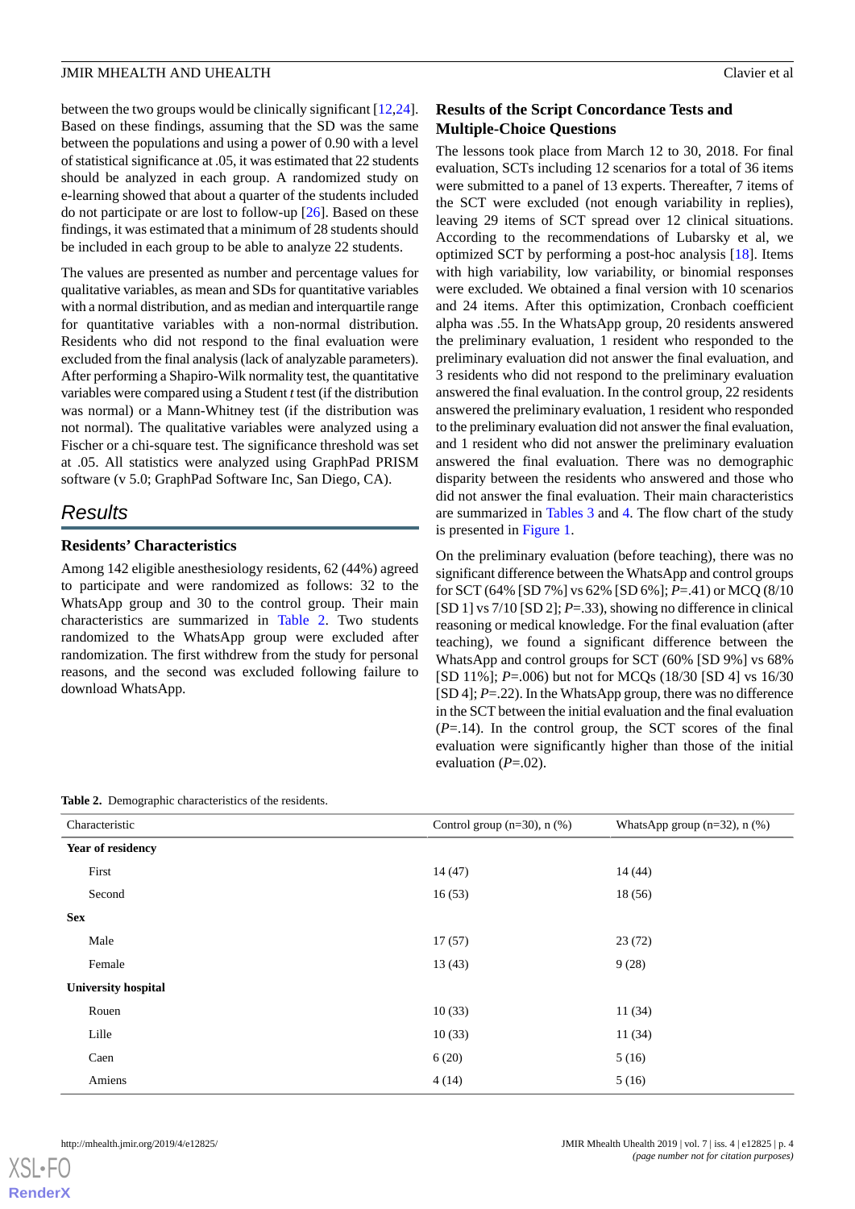between the two groups would be clinically significant [12,24]. Based on these findings, assuming that the SD was the same between the populations and using a power of 0.90 with a level of statistical significance at .05, it was estimated that 22 students should be analyzed in each group. A randomized study on e-learning showed that about a quarter of the students included do not participate or are lost to follow-up [26]. Based on these findings, it was estimated that a minimum of 28 students should be included in each group to be able to analyze 22 students.

The values are presented as number and percentage values for qualitative variables, as mean and SDs for quantitative variables with a normal distribution, and as median and interquartile range for quantitative variables with a non-normal distribution. Residents who did not respond to the final evaluation were excluded from the final analysis (lack of analyzable parameters). After performing a Shapiro-Wilk normality test, the quantitative variables were compared using a Student *t* test (if the distribution was normal) or a Mann-Whitney test (if the distribution was not normal). The qualitative variables were analyzed using a Fischer or a chi-square test. The significance threshold was set at .05. All statistics were analyzed using GraphPad PRISM software (v 5.0; GraphPad Software Inc, San Diego, CA).

## Results

### Residents' Characteristics

Among 142 eligible anesthesiology residents, 62 (44%) agreed to participate and were randomized as follows: 32 to the WhatsApp group and 30 to the control group. Their main characteristics are summarized in Table 2. Two students randomized to the WhatsApp group were excluded after randomization. The first withdrew from the study for personal reasons, and the second was excluded following failure to download WhatsApp.

### Results of the Script Concordance Tests and Multiple-Choice Questions

The lessons took place from March 12 to 30, 2018. For final evaluation, SCTs including 12 scenarios for a total of 36 items were submitted to a panel of 13 experts. Thereafter, 7 items of the SCT were excluded (not enough variability in replies), leaving 29 items of SCT spread over 12 clinical situations. According to the recommendations of Lubarsky et al, we optimized SCT by performing a post-hoc analysis [18]. Items with high variability, low variability, or binomial responses were excluded. We obtained a final version with 10 scenarios and 24 items. After this optimization, Cronbach coefficient alpha was .55. In the WhatsApp group, 20 residents answered the preliminary evaluation, 1 resident who responded to the preliminary evaluation did not answer the final evaluation, and 3 residents who did not respond to the preliminary evaluation answered the final evaluation. In the control group, 22 residents answered the preliminary evaluation, 1 resident who responded to the preliminary evaluation did not answer the final evaluation, and 1 resident who did not answer the preliminary evaluation answered the final evaluation. There was no demographic disparity between the residents who answered and those who did not answer the final evaluation. Their main characteristics are summarized in Tables 3 and 4. The flow chart of the study is presented in Figure 1.

On the preliminary evaluation (before teaching), there was no significant difference between the WhatsApp and control groups for SCT (64% [SD 7%] vs 62% [SD 6%]; *P*=.41) or MCQ (8/10 [SD 1] vs 7/10 [SD 2]; *P*=.33), showing no difference in clinical reasoning or medical knowledge. For the final evaluation (after teaching), we found a significant difference between the WhatsApp and control groups for SCT (60% [SD 9%] vs 68% [SD 11%]; *P*=.006) but not for MCQs (18/30 [SD 4] vs 16/30 [SD 4]; *P*=.22). In the WhatsApp group, there was no difference in the SCT between the initial evaluation and the final evaluation (*P*=.14). In the control group, the SCT scores of the final evaluation were significantly higher than those of the initial evaluation (*P*=.02).

**Table 2.** Demographic characteristics of the residents.

| Characteristic | Control group (n=30), n (%) | WhatsApp group (n=32), n (%) |
|---|---|---|
| **Year of residency** | | |
| First | 14 (47) | 14 (44) |
| Second | 16 (53) | 18 (56) |
| **Sex** | | |
| Male | 17 (57) | 23 (72) |
| Female | 13 (43) | 9 (28) |
| **University hospital** | | |
| Rouen | 10 (33) | 11 (34) |
| Lille | 10 (33) | 11 (34) |
| Caen | 6 (20) | 5 (16) |
| Amiens | 4 (14) | 5 (16) |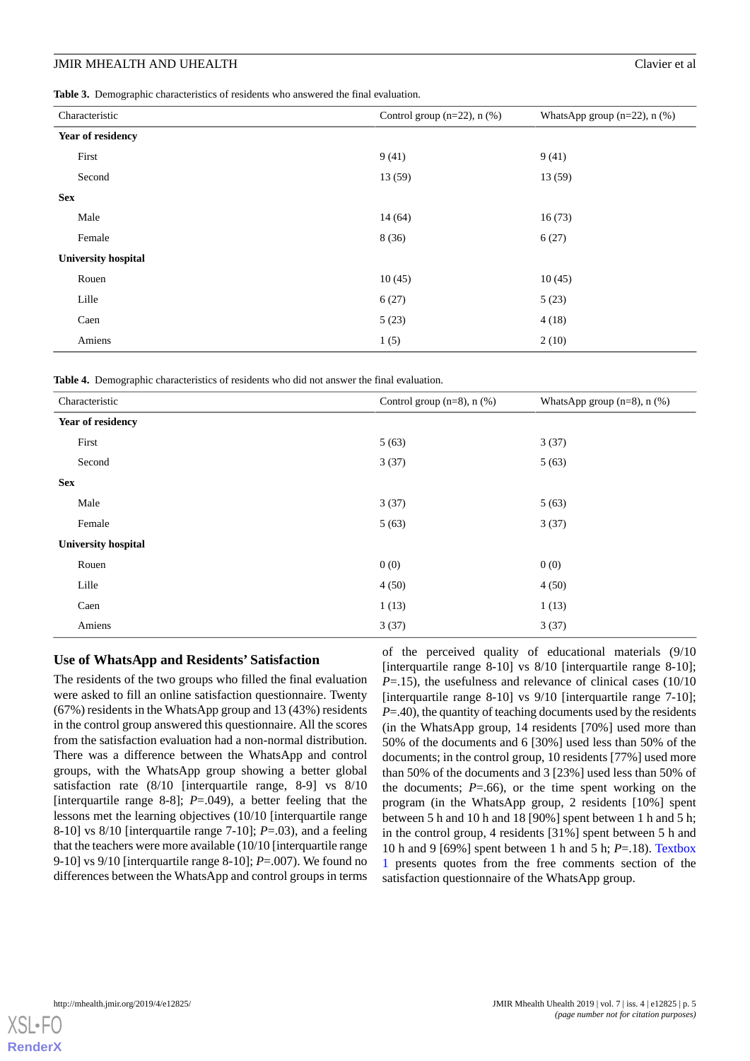**Table 3.** Demographic characteristics of residents who answered the final evaluation.

| Characteristic | Control group (n=22), n (%) | WhatsApp group (n=22), n (%) |
|---|---|---|
| **Year of residency** | | |
| First | 9 (41) | 9 (41) |
| Second | 13 (59) | 13 (59) |
| **Sex** | | |
| Male | 14 (64) | 16 (73) |
| Female | 8 (36) | 6 (27) |
| **University hospital** | | |
| Rouen | 10 (45) | 10 (45) |
| Lille | 6 (27) | 5 (23) |
| Caen | 5 (23) | 4 (18) |
| Amiens | 1 (5) | 2 (10) |

**Table 4.** Demographic characteristics of residents who did not answer the final evaluation.

| Characteristic | Control group (n=8), n (%) | WhatsApp group (n=8), n (%) |
|---|---|---|
| **Year of residency** | | |
| First | 5 (63) | 3 (37) |
| Second | 3 (37) | 5 (63) |
| **Sex** | | |
| Male | 3 (37) | 5 (63) |
| Female | 5 (63) | 3 (37) |
| **University hospital** | | |
| Rouen | 0 (0) | 0 (0) |
| Lille | 4 (50) | 4 (50) |
| Caen | 1 (13) | 1 (13) |
| Amiens | 3 (37) | 3 (37) |

## Use of WhatsApp and Residents' Satisfaction

The residents of the two groups who filled the final evaluation were asked to fill an online satisfaction questionnaire. Twenty (67%) residents in the WhatsApp group and 13 (43%) residents in the control group answered this questionnaire. All the scores from the satisfaction evaluation had a non-normal distribution. There was a difference between the WhatsApp and control groups, with the WhatsApp group showing a better global satisfaction rate (8/10 [interquartile range, 8-9] vs 8/10 [interquartile range 8-8]; *P*=.049), a better feeling that the lessons met the learning objectives (10/10 [interquartile range 8-10] vs 8/10 [interquartile range 7-10]; *P*=.03), and a feeling that the teachers were more available (10/10 [interquartile range 9-10] vs 9/10 [interquartile range 8-10]; *P*=.007). We found no differences between the WhatsApp and control groups in terms of the perceived quality of educational materials (9/10 [interquartile range 8-10] vs 8/10 [interquartile range 8-10]; *P*=.15), the usefulness and relevance of clinical cases (10/10 [interquartile range 8-10] vs 9/10 [interquartile range 7-10]; *P*=.40), the quantity of teaching documents used by the residents (in the WhatsApp group, 14 residents [70%] used more than 50% of the documents and 6 [30%] used less than 50% of the documents; in the control group, 10 residents [77%] used more than 50% of the documents and 3 [23%] used less than 50% of the documents; *P*=.66), or the time spent working on the program (in the WhatsApp group, 2 residents [10%] spent between 5 h and 10 h and 18 [90%] spent between 1 h and 5 h; in the control group, 4 residents [31%] spent between 5 h and 10 h and 9 [69%] spent between 1 h and 5 h; *P*=.18). Textbox 1 presents quotes from the free comments section of the satisfaction questionnaire of the WhatsApp group.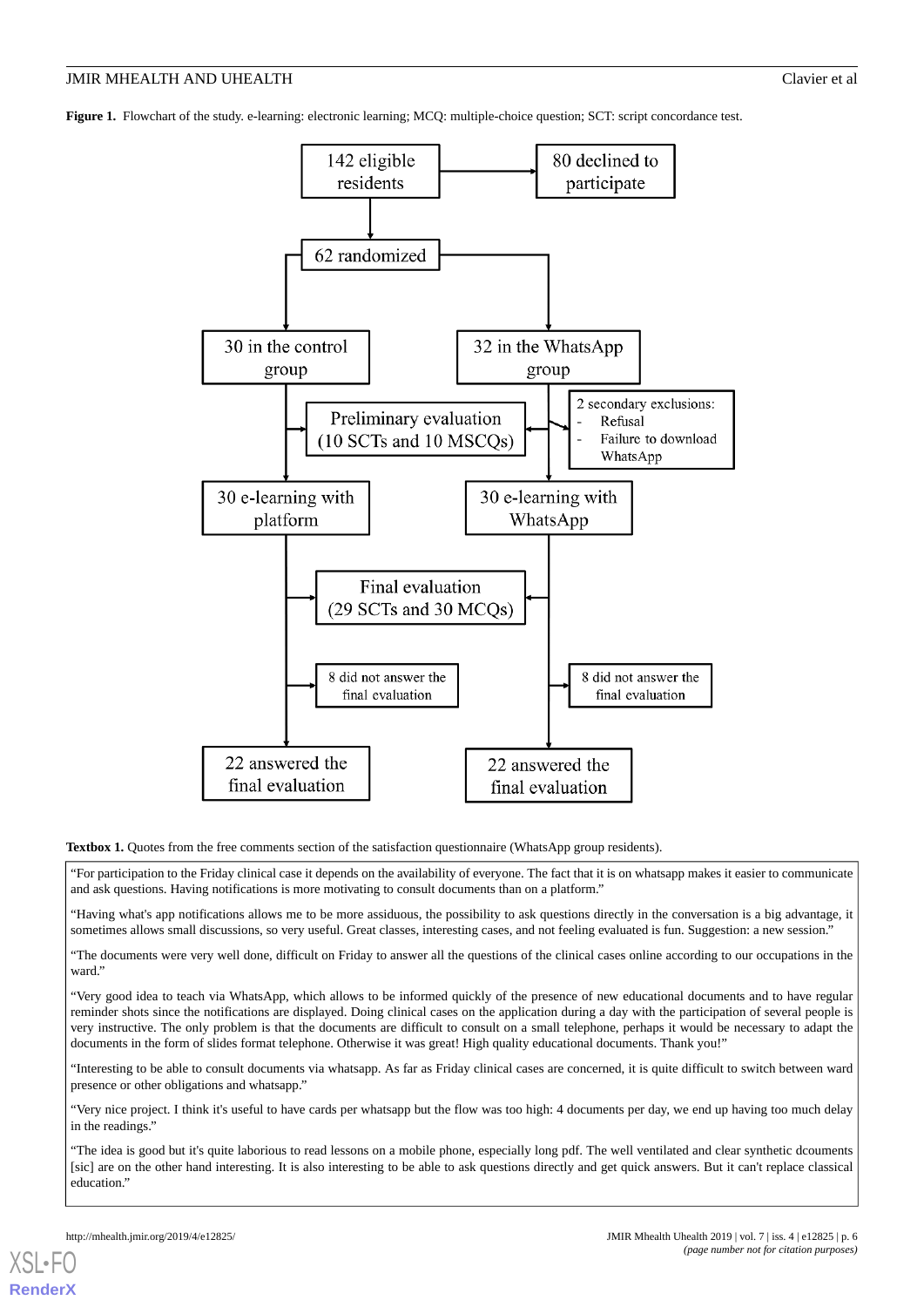**Figure 1.** Flowchart of the study. e-learning: electronic learning; MCQ: multiple-choice question; SCT: script concordance test.

142 eligible residents

80 declined to participate

62 randomized

30 in the control group

32 in the WhatsApp group

2 secondary exclusions:
- Refusal
- Failure to download WhatsApp

Preliminary evaluation (10 SCTs and 10 MSCQs)

30 e-learning with platform

30 e-learning with WhatsApp

Final evaluation (29 SCTs and 30 MCQs)

8 did not answer the final evaluation

8 did not answer the final evaluation

22 answered the final evaluation

22 answered the final evaluation

**Textbox 1.** Quotes from the free comments section of the satisfaction questionnaire (WhatsApp group residents).

"For participation to the Friday clinical case it depends on the availability of everyone. The fact that it is on whatsapp makes it easier to communicate and ask questions. Having notifications is more motivating to consult documents than on a platform."

"Having what's app notifications allows me to be more assiduous, the possibility to ask questions directly in the conversation is a big advantage, it sometimes allows small discussions, so very useful. Great classes, interesting cases, and not feeling evaluated is fun. Suggestion: a new session."

"The documents were very well done, difficult on Friday to answer all the questions of the clinical cases online according to our occupations in the ward."

"Very good idea to teach via WhatsApp, which allows to be informed quickly of the presence of new educational documents and to have regular reminder shots since the notifications are displayed. Doing clinical cases on the application during a day with the participation of several people is very instructive. The only problem is that the documents are difficult to consult on a small telephone, perhaps it would be necessary to adapt the documents in the form of slides format telephone. Otherwise it was great! High quality educational documents. Thank you!"

"Interesting to be able to consult documents via whatsapp. As far as Friday clinical cases are concerned, it is quite difficult to switch between ward presence or other obligations and whatsapp."

"Very nice project. I think it's useful to have cards per whatsapp but the flow was too high: 4 documents per day, we end up having too much delay in the readings."

"The idea is good but it's quite laborious to read lessons on a mobile phone, especially long pdf. The well ventilated and clear synthetic dcouments [sic] are on the other hand interesting. It is also interesting to be able to ask questions directly and get quick answers. But it can't replace classical education."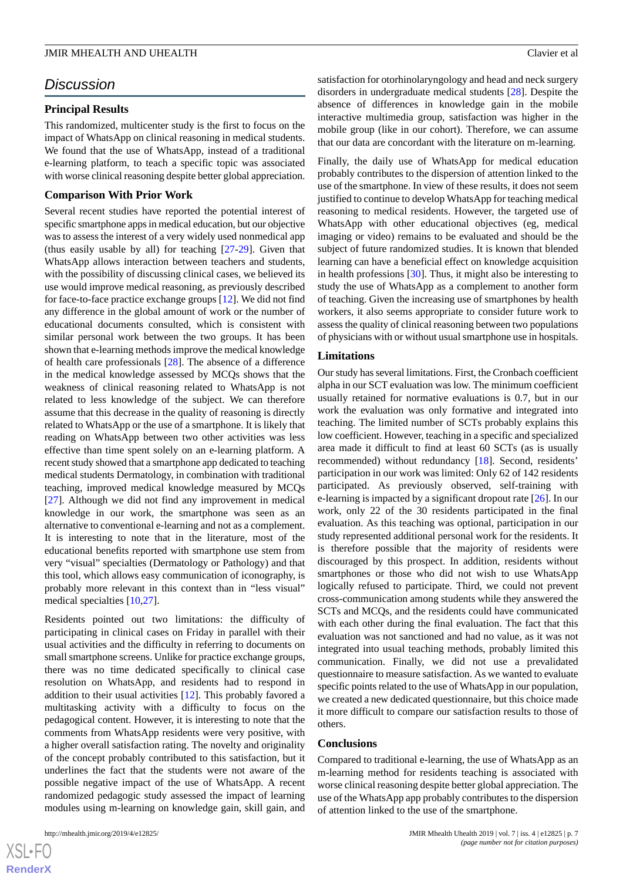## Discussion

### Principal Results

This randomized, multicenter study is the first to focus on the impact of WhatsApp on clinical reasoning in medical students. We found that the use of WhatsApp, instead of a traditional e-learning platform, to teach a specific topic was associated with worse clinical reasoning despite better global appreciation.

### Comparison With Prior Work

Several recent studies have reported the potential interest of specific smartphone apps in medical education, but our objective was to assess the interest of a very widely used nonmedical app (thus easily usable by all) for teaching [27-29]. Given that WhatsApp allows interaction between teachers and students, with the possibility of discussing clinical cases, we believed its use would improve medical reasoning, as previously described for face-to-face practice exchange groups [12]. We did not find any difference in the global amount of work or the number of educational documents consulted, which is consistent with similar personal work between the two groups. It has been shown that e-learning methods improve the medical knowledge of health care professionals [28]. The absence of a difference in the medical knowledge assessed by MCQs shows that the weakness of clinical reasoning related to WhatsApp is not related to less knowledge of the subject. We can therefore assume that this decrease in the quality of reasoning is directly related to WhatsApp or the use of a smartphone. It is likely that reading on WhatsApp between two other activities was less effective than time spent solely on an e-learning platform. A recent study showed that a smartphone app dedicated to teaching medical students Dermatology, in combination with traditional teaching, improved medical knowledge measured by MCQs [27]. Although we did not find any improvement in medical knowledge in our work, the smartphone was seen as an alternative to conventional e-learning and not as a complement. It is interesting to note that in the literature, most of the educational benefits reported with smartphone use stem from very "visual" specialties (Dermatology or Pathology) and that this tool, which allows easy communication of iconography, is probably more relevant in this context than in "less visual" medical specialties [10,27].

Residents pointed out two limitations: the difficulty of participating in clinical cases on Friday in parallel with their usual activities and the difficulty in referring to documents on small smartphone screens. Unlike for practice exchange groups, there was no time dedicated specifically to clinical case resolution on WhatsApp, and residents had to respond in addition to their usual activities [12]. This probably favored a multitasking activity with a difficulty to focus on the pedagogical content. However, it is interesting to note that the comments from WhatsApp residents were very positive, with a higher overall satisfaction rating. The novelty and originality of the concept probably contributed to this satisfaction, but it underlines the fact that the students were not aware of the possible negative impact of the use of WhatsApp. A recent randomized pedagogic study assessed the impact of learning modules using m-learning on knowledge gain, skill gain, and satisfaction for otorhinolaryngology and head and neck surgery disorders in undergraduate medical students [28]. Despite the absence of differences in knowledge gain in the mobile interactive multimedia group, satisfaction was higher in the mobile group (like in our cohort). Therefore, we can assume that our data are concordant with the literature on m-learning.

Finally, the daily use of WhatsApp for medical education probably contributes to the dispersion of attention linked to the use of the smartphone. In view of these results, it does not seem justified to continue to develop WhatsApp for teaching medical reasoning to medical residents. However, the targeted use of WhatsApp with other educational objectives (eg, medical imaging or video) remains to be evaluated and should be the subject of future randomized studies. It is known that blended learning can have a beneficial effect on knowledge acquisition in health professions [30]. Thus, it might also be interesting to study the use of WhatsApp as a complement to another form of teaching. Given the increasing use of smartphones by health workers, it also seems appropriate to consider future work to assess the quality of clinical reasoning between two populations of physicians with or without usual smartphone use in hospitals.

### Limitations

Our study has several limitations. First, the Cronbach coefficient alpha in our SCT evaluation was low. The minimum coefficient usually retained for normative evaluations is 0.7, but in our work the evaluation was only formative and integrated into teaching. The limited number of SCTs probably explains this low coefficient. However, teaching in a specific and specialized area made it difficult to find at least 60 SCTs (as is usually recommended) without redundancy [18]. Second, residents' participation in our work was limited: Only 62 of 142 residents participated. As previously observed, self-training with e-learning is impacted by a significant dropout rate [26]. In our work, only 22 of the 30 residents participated in the final evaluation. As this teaching was optional, participation in our study represented additional personal work for the residents. It is therefore possible that the majority of residents were discouraged by this prospect. In addition, residents without smartphones or those who did not wish to use WhatsApp logically refused to participate. Third, we could not prevent cross-communication among students while they answered the SCTs and MCQs, and the residents could have communicated with each other during the final evaluation. The fact that this evaluation was not sanctioned and had no value, as it was not integrated into usual teaching methods, probably limited this communication. Finally, we did not use a prevalidated questionnaire to measure satisfaction. As we wanted to evaluate specific points related to the use of WhatsApp in our population, we created a new dedicated questionnaire, but this choice made it more difficult to compare our satisfaction results to those of others.

### Conclusions

Compared to traditional e-learning, the use of WhatsApp as an m-learning method for residents teaching is associated with worse clinical reasoning despite better global appreciation. The use of the WhatsApp app probably contributes to the dispersion of attention linked to the use of the smartphone.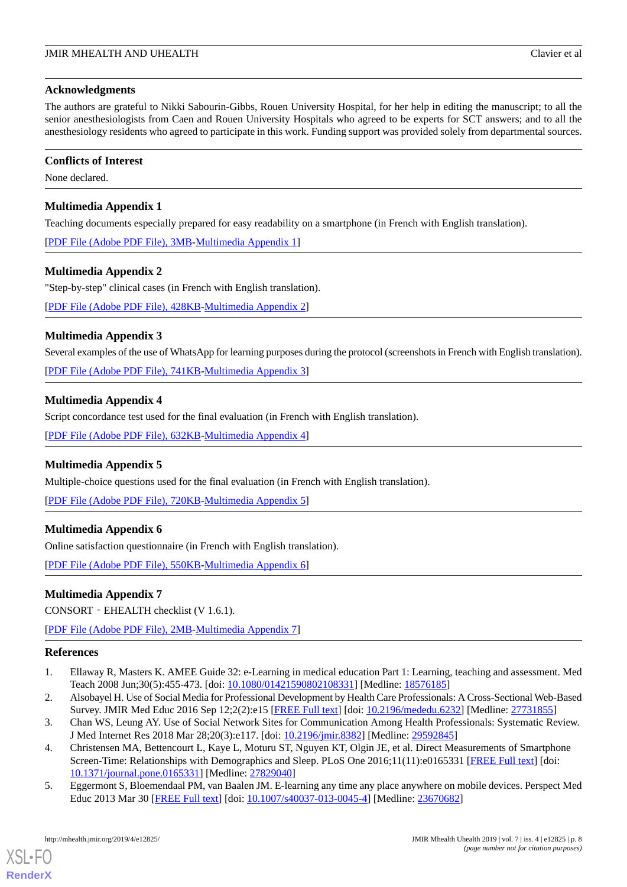## Acknowledgments

The authors are grateful to Nikki Sabourin-Gibbs, Rouen University Hospital, for her help in editing the manuscript; to all the senior anesthesiologists from Caen and Rouen University Hospitals who agreed to be experts for SCT answers; and to all the anesthesiology residents who agreed to participate in this work. Funding support was provided solely from departmental sources.

## Conflicts of Interest

None declared.

## Multimedia Appendix 1

Teaching documents especially prepared for easy readability on a smartphone (in French with English translation).

[PDF File (Adobe PDF File), 3MB-Multimedia Appendix 1]

## Multimedia Appendix 2

"Step-by-step" clinical cases (in French with English translation).

[PDF File (Adobe PDF File), 428KB-Multimedia Appendix 2]

## Multimedia Appendix 3

Several examples of the use of WhatsApp for learning purposes during the protocol (screenshots in French with English translation).

[PDF File (Adobe PDF File), 741KB-Multimedia Appendix 3]

## Multimedia Appendix 4

Script concordance test used for the final evaluation (in French with English translation).

[PDF File (Adobe PDF File), 632KB-Multimedia Appendix 4]

## Multimedia Appendix 5

Multiple-choice questions used for the final evaluation (in French with English translation).

[PDF File (Adobe PDF File), 720KB-Multimedia Appendix 5]

## Multimedia Appendix 6

Online satisfaction questionnaire (in French with English translation).

[PDF File (Adobe PDF File), 550KB-Multimedia Appendix 6]

## Multimedia Appendix 7

CONSORT - EHEALTH checklist (V 1.6.1).

[PDF File (Adobe PDF File), 2MB-Multimedia Appendix 7]

## References

1. Ellaway R, Masters K. AMEE Guide 32: e-Learning in medical education Part 1: Learning, teaching and assessment. Med Teach 2008 Jun;30(5):455-473. [doi: 10.1080/01421590802108331] [Medline: 18576185]
2. Alsobayel H. Use of Social Media for Professional Development by Health Care Professionals: A Cross-Sectional Web-Based Survey. JMIR Med Educ 2016 Sep 12;2(2):e15 [FREE Full text] [doi: 10.2196/mededu.6232] [Medline: 27731855]
3. Chan WS, Leung AY. Use of Social Network Sites for Communication Among Health Professionals: Systematic Review. J Med Internet Res 2018 Mar 28;20(3):e117. [doi: 10.2196/jmir.8382] [Medline: 29592845]
4. Christensen MA, Bettencourt L, Kaye L, Moturu ST, Nguyen KT, Olgin JE, et al. Direct Measurements of Smartphone Screen-Time: Relationships with Demographics and Sleep. PLoS One 2016;11(11):e0165331 [FREE Full text] [doi: 10.1371/journal.pone.0165331] [Medline: 27829040]
5. Eggermont S, Bloemendaal PM, van Baalen JM. E-learning any time any place anywhere on mobile devices. Perspect Med Educ 2013 Mar 30 [FREE Full text] [doi: 10.1007/s40037-013-0045-4] [Medline: 23670682]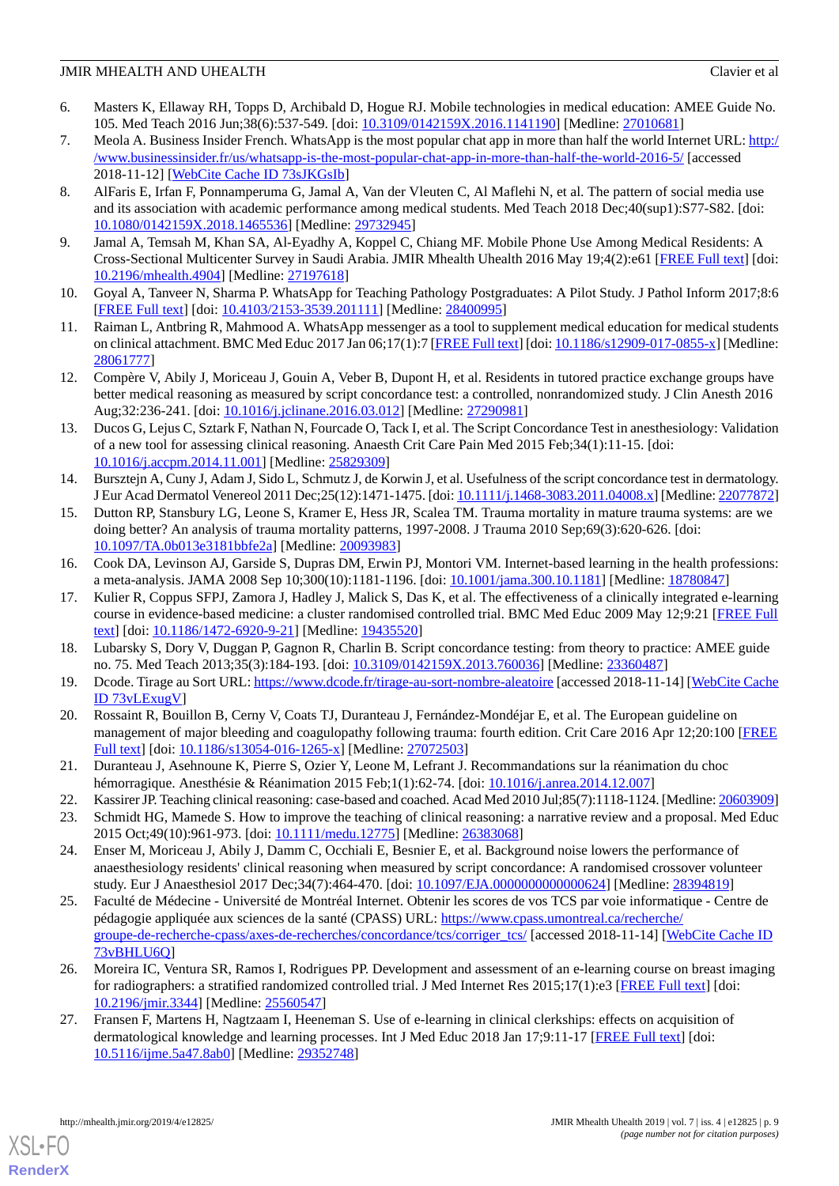6. Masters K, Ellaway RH, Topps D, Archibald D, Hogue RJ. Mobile technologies in medical education: AMEE Guide No. 105. Med Teach 2016 Jun;38(6):537-549. [doi: 10.3109/0142159X.2016.1141190] [Medline: 27010681]
7. Meola A. Business Insider French. WhatsApp is the most popular chat app in more than half the world Internet URL: http://www.businessinsider.fr/us/whatsapp-is-the-most-popular-chat-app-in-more-than-half-the-world-2016-5/ [accessed 2018-11-12] [WebCite Cache ID 73sJKGsIb]
8. AlFaris E, Irfan F, Ponnamperuma G, Jamal A, Van der Vleuten C, Al Maflehi N, et al. The pattern of social media use and its association with academic performance among medical students. Med Teach 2018 Dec;40(sup1):S77-S82. [doi: 10.1080/0142159X.2018.1465536] [Medline: 29732945]
9. Jamal A, Temsah M, Khan SA, Al-Eyadhy A, Koppel C, Chiang MF. Mobile Phone Use Among Medical Residents: A Cross-Sectional Multicenter Survey in Saudi Arabia. JMIR Mhealth Uhealth 2016 May 19;4(2):e61 [FREE Full text] [doi: 10.2196/mhealth.4904] [Medline: 27197618]
10. Goyal A, Tanveer N, Sharma P. WhatsApp for Teaching Pathology Postgraduates: A Pilot Study. J Pathol Inform 2017;8:6 [FREE Full text] [doi: 10.4103/2153-3539.201111] [Medline: 28400995]
11. Raiman L, Antbring R, Mahmood A. WhatsApp messenger as a tool to supplement medical education for medical students on clinical attachment. BMC Med Educ 2017 Jan 06;17(1):7 [FREE Full text] [doi: 10.1186/s12909-017-0855-x] [Medline: 28061777]
12. Compère V, Abily J, Moriceau J, Gouin A, Veber B, Dupont H, et al. Residents in tutored practice exchange groups have better medical reasoning as measured by script concordance test: a controlled, nonrandomized study. J Clin Anesth 2016 Aug;32:236-241. [doi: 10.1016/j.jclinane.2016.03.012] [Medline: 27290981]
13. Ducos G, Lejus C, Sztark F, Nathan N, Fourcade O, Tack I, et al. The Script Concordance Test in anesthesiology: Validation of a new tool for assessing clinical reasoning. Anaesth Crit Care Pain Med 2015 Feb;34(1):11-15. [doi: 10.1016/j.accpm.2014.11.001] [Medline: 25829309]
14. Bursztejn A, Cuny J, Adam J, Sido L, Schmutz J, de Korwin J, et al. Usefulness of the script concordance test in dermatology. J Eur Acad Dermatol Venereol 2011 Dec;25(12):1471-1475. [doi: 10.1111/j.1468-3083.2011.04008.x] [Medline: 22077872]
15. Dutton RP, Stansbury LG, Leone S, Kramer E, Hess JR, Scalea TM. Trauma mortality in mature trauma systems: are we doing better? An analysis of trauma mortality patterns, 1997-2008. J Trauma 2010 Sep;69(3):620-626. [doi: 10.1097/TA.0b013e3181bbfe2a] [Medline: 20093983]
16. Cook DA, Levinson AJ, Garside S, Dupras DM, Erwin PJ, Montori VM. Internet-based learning in the health professions: a meta-analysis. JAMA 2008 Sep 10;300(10):1181-1196. [doi: 10.1001/jama.300.10.1181] [Medline: 18780847]
17. Kulier R, Coppus SFPJ, Zamora J, Hadley J, Malick S, Das K, et al. The effectiveness of a clinically integrated e-learning course in evidence-based medicine: a cluster randomised controlled trial. BMC Med Educ 2009 May 12;9:21 [FREE Full text] [doi: 10.1186/1472-6920-9-21] [Medline: 19435520]
18. Lubarsky S, Dory V, Duggan P, Gagnon R, Charlin B. Script concordance testing: from theory to practice: AMEE guide no. 75. Med Teach 2013;35(3):184-193. [doi: 10.3109/0142159X.2013.760036] [Medline: 23360487]
19. Dcode. Tirage au Sort URL: https://www.dcode.fr/tirage-au-sort-nombre-aleatoire [accessed 2018-11-14] [WebCite Cache ID 73vLExugV]
20. Rossaint R, Bouillon B, Cerny V, Coats TJ, Duranteau J, Fernández-Mondéjar E, et al. The European guideline on management of major bleeding and coagulopathy following trauma: fourth edition. Crit Care 2016 Apr 12;20:100 [FREE Full text] [doi: 10.1186/s13054-016-1265-x] [Medline: 27072503]
21. Duranteau J, Asehnoune K, Pierre S, Ozier Y, Leone M, Lefrant J. Recommandations sur la réanimation du choc hémorragique. Anesthésie & Réanimation 2015 Feb;1(1):62-74. [doi: 10.1016/j.anrea.2014.12.007]
22. Kassirer JP. Teaching clinical reasoning: case-based and coached. Acad Med 2010 Jul;85(7):1118-1124. [Medline: 20603909]
23. Schmidt HG, Mamede S. How to improve the teaching of clinical reasoning: a narrative review and a proposal. Med Educ 2015 Oct;49(10):961-973. [doi: 10.1111/medu.12775] [Medline: 26383068]
24. Enser M, Moriceau J, Abily J, Damm C, Occhiali E, Besnier E, et al. Background noise lowers the performance of anaesthesiology residents' clinical reasoning when measured by script concordance: A randomised crossover volunteer study. Eur J Anaesthesiol 2017 Dec;34(7):464-470. [doi: 10.1097/EJA.0000000000000624] [Medline: 28394819]
25. Faculté de Médecine - Université de Montréal Internet. Obtenir les scores de vos TCS par voie informatique - Centre de pédagogie appliquée aux sciences de la santé (CPASS) URL: https://www.cpass.umontreal.ca/recherche/groupe-de-recherche-cpass/axes-de-recherches/concordance/tcs/corriger_tcs/ [accessed 2018-11-14] [WebCite Cache ID 73vBHLU6Q]
26. Moreira IC, Ventura SR, Ramos I, Rodrigues PP. Development and assessment of an e-learning course on breast imaging for radiographers: a stratified randomized controlled trial. J Med Internet Res 2015;17(1):e3 [FREE Full text] [doi: 10.2196/jmir.3344] [Medline: 25560547]
27. Fransen F, Martens H, Nagtzaam I, Heeneman S. Use of e-learning in clinical clerkships: effects on acquisition of dermatological knowledge and learning processes. Int J Med Educ 2018 Jan 17;9:11-17 [FREE Full text] [doi: 10.5116/ijme.5a47.8ab0] [Medline: 29352748]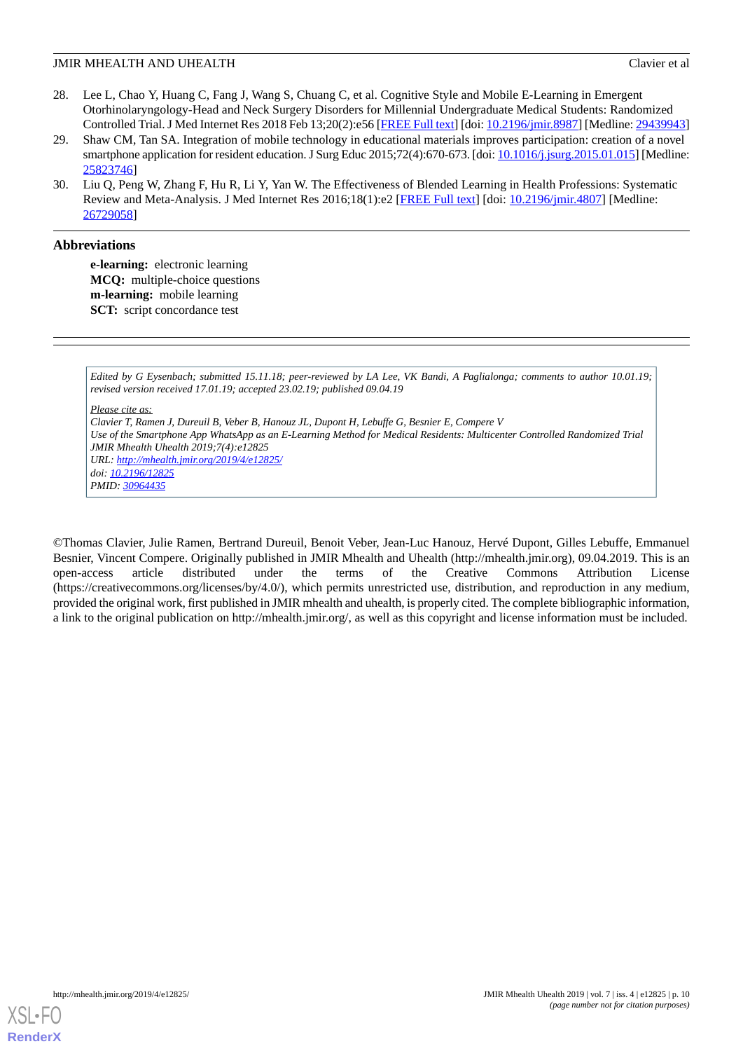28. Lee L, Chao Y, Huang C, Fang J, Wang S, Chuang C, et al. Cognitive Style and Mobile E-Learning in Emergent Otorhinolaryngology-Head and Neck Surgery Disorders for Millennial Undergraduate Medical Students: Randomized Controlled Trial. J Med Internet Res 2018 Feb 13;20(2):e56 [FREE Full text] [doi: 10.2196/jmir.8987] [Medline: 29439943]
29. Shaw CM, Tan SA. Integration of mobile technology in educational materials improves participation: creation of a novel smartphone application for resident education. J Surg Educ 2015;72(4):670-673. [doi: 10.1016/j.jsurg.2015.01.015] [Medline: 25823746]
30. Liu Q, Peng W, Zhang F, Hu R, Li Y, Yan W. The Effectiveness of Blended Learning in Health Professions: Systematic Review and Meta-Analysis. J Med Internet Res 2016;18(1):e2 [FREE Full text] [doi: 10.2196/jmir.4807] [Medline: 26729058]

## Abbreviations

**e-learning:** electronic learning
**MCQ:** multiple-choice questions
**m-learning:** mobile learning
**SCT:** script concordance test

*Edited by G Eysenbach; submitted 15.11.18; peer-reviewed by LA Lee, VK Bandi, A Paglialonga; comments to author 10.01.19; revised version received 17.01.19; accepted 23.02.19; published 09.04.19*

*Please cite as:*
*Clavier T, Ramen J, Dureuil B, Veber B, Hanouz JL, Dupont H, Lebuffe G, Besnier E, Compere V*
*Use of the Smartphone App WhatsApp as an E-Learning Method for Medical Residents: Multicenter Controlled Randomized Trial*
*JMIR Mhealth Uhealth 2019;7(4):e12825*
*URL: http://mhealth.jmir.org/2019/4/e12825/*
*doi: 10.2196/12825*
*PMID: 30964435*

©Thomas Clavier, Julie Ramen, Bertrand Dureuil, Benoit Veber, Jean-Luc Hanouz, Hervé Dupont, Gilles Lebuffe, Emmanuel Besnier, Vincent Compere. Originally published in JMIR Mhealth and Uhealth (http://mhealth.jmir.org), 09.04.2019. This is an open-access article distributed under the terms of the Creative Commons Attribution License (https://creativecommons.org/licenses/by/4.0/), which permits unrestricted use, distribution, and reproduction in any medium, provided the original work, first published in JMIR mhealth and uhealth, is properly cited. The complete bibliographic information, a link to the original publication on http://mhealth.jmir.org/, as well as this copyright and license information must be included.